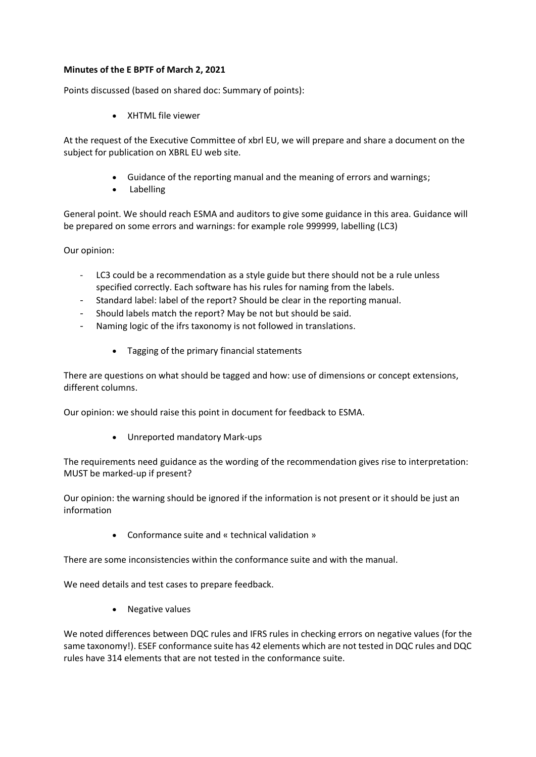**Minutes of the E BPTF of March 2, 2021**

Points discussed (based on shared doc: Summary of points):

- XHTML file viewer

At the request of the Executive Committee of xbrl EU, we will prepare and share a document on the subject for publication on XBRL EU web site.

- Guidance of the reporting manual and the meaning of errors and warnings;
- Labelling

General point. We should reach ESMA and auditors to give some guidance in this area. Guidance will be prepared on some errors and warnings: for example role 999999, labelling (LC3)

Our opinion:

- LC3 could be a recommendation as a style guide but there should not be a rule unless specified correctly. Each software has his rules for naming from the labels.
- Standard label: label of the report? Should be clear in the reporting manual.
- Should labels match the report? May be not but should be said.
- Naming logic of the ifrs taxonomy is not followed in translations.

- Tagging of the primary financial statements

There are questions on what should be tagged and how: use of dimensions or concept extensions, different columns.

Our opinion: we should raise this point in document for feedback to ESMA.

- Unreported mandatory Mark-ups

The requirements need guidance as the wording of the recommendation gives rise to interpretation: MUST be marked-up if present?

Our opinion: the warning should be ignored if the information is not present or it should be just an information

- Conformance suite and « technical validation »

There are some inconsistencies within the conformance suite and with the manual.

We need details and test cases to prepare feedback.

- Negative values

We noted differences between DQC rules and IFRS rules in checking errors on negative values (for the same taxonomy!). ESEF conformance suite has 42 elements which are not tested in DQC rules and DQC rules have 314 elements that are not tested in the conformance suite.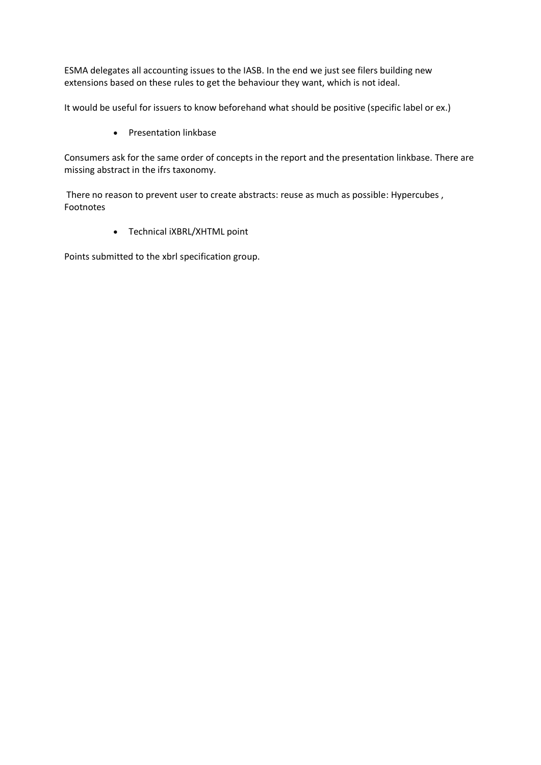ESMA delegates all accounting issues to the IASB. In the end we just see filers building new extensions based on these rules to get the behaviour they want, which is not ideal.

It would be useful for issuers to know beforehand what should be positive (specific label or ex.)

- Presentation linkbase

Consumers ask for the same order of concepts in the report and the presentation linkbase. There are missing abstract in the ifrs taxonomy.

There no reason to prevent user to create abstracts: reuse as much as possible: Hypercubes , Footnotes

- Technical iXBRL/XHTML point

Points submitted to the xbrl specification group.